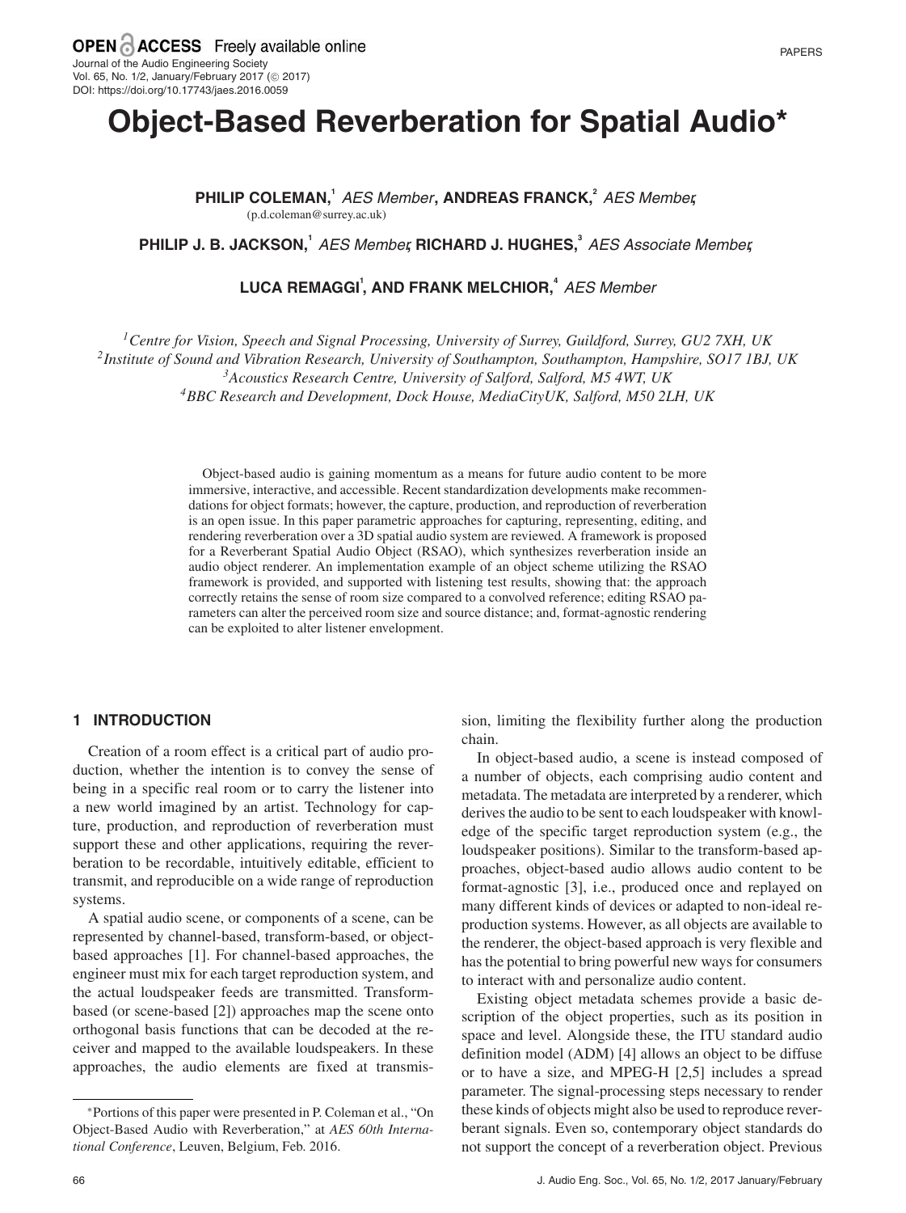# Object-Based Reverberation for Spatial Audio*

**PHILIP COLEMAN,**[1] *AES Member*, **ANDREAS FRANCK,**[2] *AES Member*,
(p.d.coleman@surrey.ac.uk)

**PHILIP J. B. JACKSON,**[1] *AES Member*, **RICHARD J. HUGHES,**[3] *AES Associate Member*,

**LUCA REMAGGI**[1], **AND FRANK MELCHIOR,**[4] *AES Member*

[1]*Centre for Vision, Speech and Signal Processing, University of Surrey, Guildford, Surrey, GU2 7XH, UK*
[2]*Institute of Sound and Vibration Research, University of Southampton, Southampton, Hampshire, SO17 1BJ, UK*
[3]*Acoustics Research Centre, University of Salford, Salford, M5 4WT, UK*
[4]*BBC Research and Development, Dock House, MediaCityUK, Salford, M50 2LH, UK*

Object-based audio is gaining momentum as a means for future audio content to be more immersive, interactive, and accessible. Recent standardization developments make recommendations for object formats; however, the capture, production, and reproduction of reverberation is an open issue. In this paper parametric approaches for capturing, representing, editing, and rendering reverberation over a 3D spatial audio system are reviewed. A framework is proposed for a Reverberant Spatial Audio Object (RSAO), which synthesizes reverberation inside an audio object renderer. An implementation example of an object scheme utilizing the RSAO framework is provided, and supported with listening test results, showing that: the approach correctly retains the sense of room size compared to a convolved reference; editing RSAO parameters can alter the perceived room size and source distance; and, format-agnostic rendering can be exploited to alter listener envelopment.

## 1 INTRODUCTION

Creation of a room effect is a critical part of audio production, whether the intention is to convey the sense of being in a specific real room or to carry the listener into a new world imagined by an artist. Technology for capture, production, and reproduction of reverberation must support these and other applications, requiring the reverberation to be recordable, intuitively editable, efficient to transmit, and reproducible on a wide range of reproduction systems.

A spatial audio scene, or components of a scene, can be represented by channel-based, transform-based, or object-based approaches [1]. For channel-based approaches, the engineer must mix for each target reproduction system, and the actual loudspeaker feeds are transmitted. Transform-based (or scene-based [2]) approaches map the scene onto orthogonal basis functions that can be decoded at the receiver and mapped to the available loudspeakers. In these approaches, the audio elements are fixed at transmission, limiting the flexibility further along the production chain.

In object-based audio, a scene is instead composed of a number of objects, each comprising audio content and metadata. The metadata are interpreted by a renderer, which derives the audio to be sent to each loudspeaker with knowledge of the specific target reproduction system (e.g., the loudspeaker positions). Similar to the transform-based approaches, object-based audio allows audio content to be format-agnostic [3], i.e., produced once and replayed on many different kinds of devices or adapted to non-ideal reproduction systems. However, as all objects are available to the renderer, the object-based approach is very flexible and has the potential to bring powerful new ways for consumers to interact with and personalize audio content.

Existing object metadata schemes provide a basic description of the object properties, such as its position in space and level. Alongside these, the ITU standard audio definition model (ADM) [4] allows an object to be diffuse or to have a size, and MPEG-H [2,5] includes a spread parameter. The signal-processing steps necessary to render these kinds of objects might also be used to reproduce reverberant signals. Even so, contemporary object standards do not support the concept of a reverberation object. Previous

*Portions of this paper were presented in P. Coleman et al., "On Object-Based Audio with Reverberation," at *AES 60th International Conference*, Leuven, Belgium, Feb. 2016.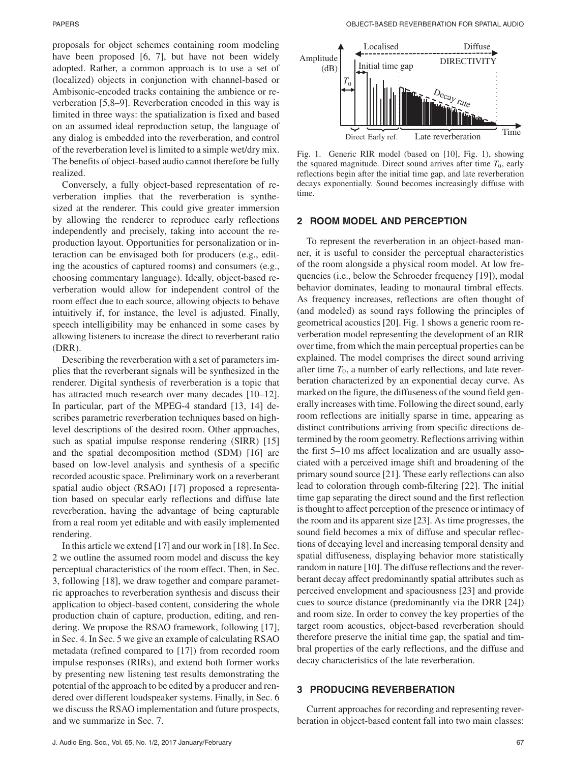proposals for object schemes containing room modeling have been proposed [6, 7], but have not been widely adopted. Rather, a common approach is to use a set of (localized) objects in conjunction with channel-based or Ambisonic-encoded tracks containing the ambience or reverberation [5,8–9]. Reverberation encoded in this way is limited in three ways: the spatialization is fixed and based on an assumed ideal reproduction setup, the language of any dialog is embedded into the reverberation, and control of the reverberation level is limited to a simple wet/dry mix. The benefits of object-based audio cannot therefore be fully realized.

Conversely, a fully object-based representation of reverberation implies that the reverberation is synthesized at the renderer. This could give greater immersion by allowing the renderer to reproduce early reflections independently and precisely, taking into account the reproduction layout. Opportunities for personalization or interaction can be envisaged both for producers (e.g., editing the acoustics of captured rooms) and consumers (e.g., choosing commentary language). Ideally, object-based reverberation would allow for independent control of the room effect due to each source, allowing objects to behave intuitively if, for instance, the level is adjusted. Finally, speech intelligibility may be enhanced in some cases by allowing listeners to increase the direct to reverberant ratio (DRR).

Describing the reverberation with a set of parameters implies that the reverberant signals will be synthesized in the renderer. Digital synthesis of reverberation is a topic that has attracted much research over many decades [10–12]. In particular, part of the MPEG-4 standard [13, 14] describes parametric reverberation techniques based on high-level descriptions of the desired room. Other approaches, such as spatial impulse response rendering (SIRR) [15] and the spatial decomposition method (SDM) [16] are based on low-level analysis and synthesis of a specific recorded acoustic space. Preliminary work on a reverberant spatial audio object (RSAO) [17] proposed a representation based on specular early reflections and diffuse late reverberation, having the advantage of being capturable from a real room yet editable and with easily implemented rendering.

In this article we extend [17] and our work in [18]. In Sec. 2 we outline the assumed room model and discuss the key perceptual characteristics of the room effect. Then, in Sec. 3, following [18], we draw together and compare parametric approaches to reverberation synthesis and discuss their application to object-based content, considering the whole production chain of capture, production, editing, and rendering. We propose the RSAO framework, following [17], in Sec. 4. In Sec. 5 we give an example of calculating RSAO metadata (refined compared to [17]) from recorded room impulse responses (RIRs), and extend both former works by presenting new listening test results demonstrating the potential of the approach to be edited by a producer and rendered over different loudspeaker systems. Finally, in Sec. 6 we discuss the RSAO implementation and future prospects, and we summarize in Sec. 7.

Fig. 1. Generic RIR model (based on [10], Fig. 1), showing the squared magnitude. Direct sound arrives after time $T_0$, early reflections begin after the initial time gap, and late reverberation decays exponentially. Sound becomes increasingly diffuse with time.

## 2 ROOM MODEL AND PERCEPTION

To represent the reverberation in an object-based manner, it is useful to consider the perceptual characteristics of the room alongside a physical room model. At low frequencies (i.e., below the Schroeder frequency [19]), modal behavior dominates, leading to monaural timbral effects. As frequency increases, reflections are often thought of (and modeled) as sound rays following the principles of geometrical acoustics [20]. Fig. 1 shows a generic room reverberation model representing the development of an RIR over time, from which the main perceptual properties can be explained. The model comprises the direct sound arriving after time $T_0$, a number of early reflections, and late reverberation characterized by an exponential decay curve. As marked on the figure, the diffuseness of the sound field generally increases with time. Following the direct sound, early room reflections are initially sparse in time, appearing as distinct contributions arriving from specific directions determined by the room geometry. Reflections arriving within the first 5–10 ms affect localization and are usually associated with a perceived image shift and broadening of the primary sound source [21]. These early reflections can also lead to coloration through comb-filtering [22]. The initial time gap separating the direct sound and the first reflection is thought to affect perception of the presence or intimacy of the room and its apparent size [23]. As time progresses, the sound field becomes a mix of diffuse and specular reflections of decaying level and increasing temporal density and spatial diffuseness, displaying behavior more statistically random in nature [10]. The diffuse reflections and the reverberant decay affect predominantly spatial attributes such as perceived envelopment and spaciousness [23] and provide cues to source distance (predominantly via the DRR [24]) and room size. In order to convey the key properties of the target room acoustics, object-based reverberation should therefore preserve the initial time gap, the spatial and timbral properties of the early reflections, and the diffuse and decay characteristics of the late reverberation.

## 3 PRODUCING REVERBERATION

Current approaches for recording and representing reverberation in object-based content fall into two main classes: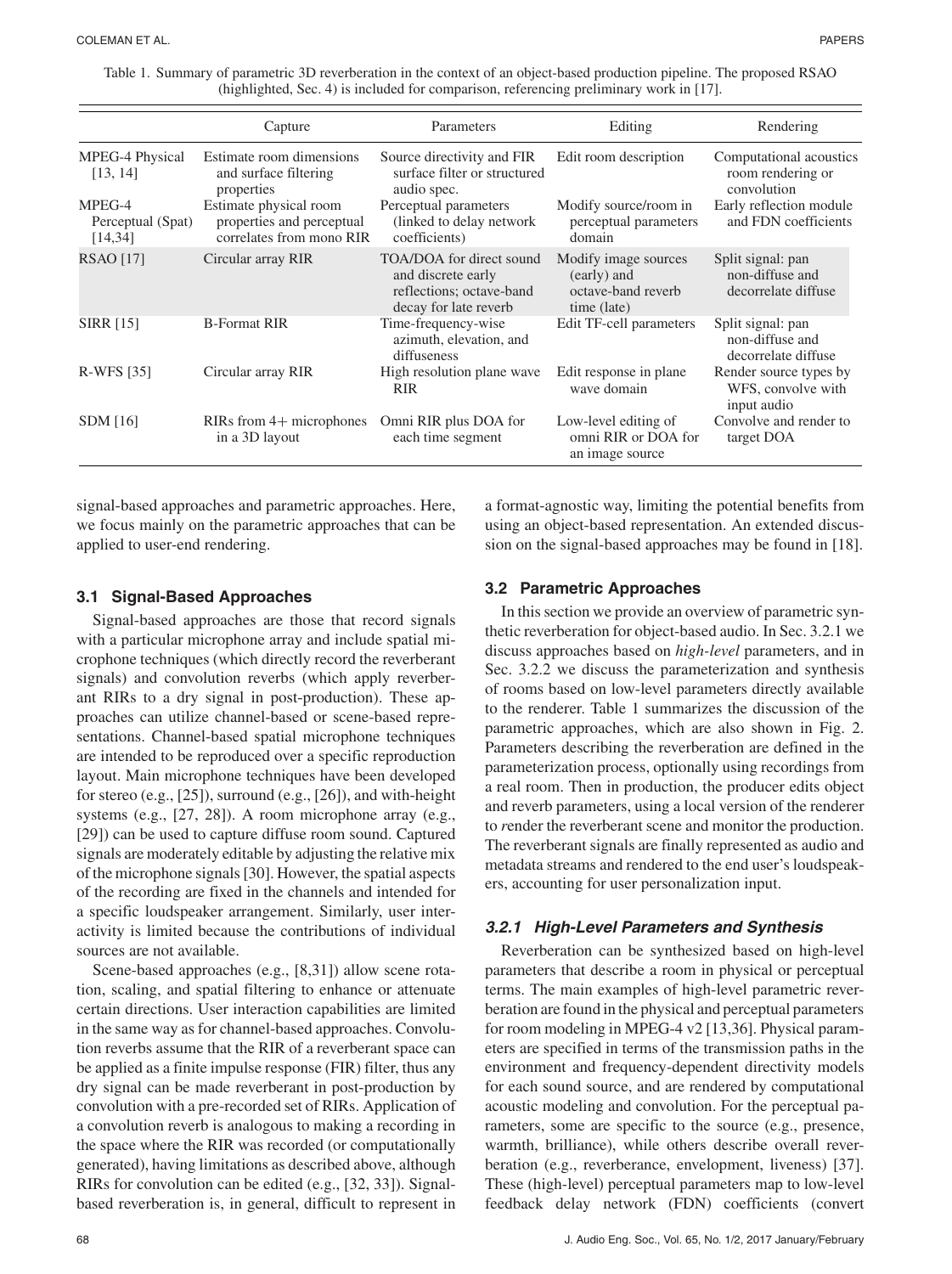Table 1. Summary of parametric 3D reverberation in the context of an object-based production pipeline. The proposed RSAO (highlighted, Sec. 4) is included for comparison, referencing preliminary work in [17].

| | Capture | Parameters | Editing | Rendering |
|---|---|---|---|---|
| MPEG-4 Physical [13, 14] | Estimate room dimensions and surface filtering properties | Source directivity and FIR surface filter or structured audio spec. | Edit room description | Computational acoustics room rendering or convolution |
| MPEG-4 Perceptual (Spat) [14,34] | Estimate physical room properties and perceptual correlates from mono RIR | Perceptual parameters (linked to delay network coefficients) | Modify source/room in perceptual parameters domain | Early reflection module and FDN coefficients |
| RSAO [17] | Circular array RIR | TOA/DOA for direct sound and discrete early reflections; octave-band decay for late reverb | Modify image sources (early) and octave-band reverb time (late) | Split signal: pan non-diffuse and decorrelate diffuse |
| SIRR [15] | B-Format RIR | Time-frequency-wise azimuth, elevation, and diffuseness | Edit TF-cell parameters | Split signal: pan non-diffuse and decorrelate diffuse |
| R-WFS [35] | Circular array RIR | High resolution plane wave RIR | Edit response in plane wave domain | Render source types by WFS, convolve with input audio |
| SDM [16] | RIRs from 4+ microphones in a 3D layout | Omni RIR plus DOA for each time segment | Low-level editing of omni RIR or DOA for an image source | Convolve and render to target DOA |

signal-based approaches and parametric approaches. Here, we focus mainly on the parametric approaches that can be applied to user-end rendering.

### 3.1 Signal-Based Approaches

Signal-based approaches are those that record signals with a particular microphone array and include spatial microphone techniques (which directly record the reverberant signals) and convolution reverbs (which apply reverberant RIRs to a dry signal in post-production). These approaches can utilize channel-based or scene-based representations. Channel-based spatial microphone techniques are intended to be reproduced over a specific reproduction layout. Main microphone techniques have been developed for stereo (e.g., [25]), surround (e.g., [26]), and with-height systems (e.g., [27, 28]). A room microphone array (e.g., [29]) can be used to capture diffuse room sound. Captured signals are moderately editable by adjusting the relative mix of the microphone signals [30]. However, the spatial aspects of the recording are fixed in the channels and intended for a specific loudspeaker arrangement. Similarly, user interactivity is limited because the contributions of individual sources are not available.

Scene-based approaches (e.g., [8,31]) allow scene rotation, scaling, and spatial filtering to enhance or attenuate certain directions. User interaction capabilities are limited in the same way as for channel-based approaches. Convolution reverbs assume that the RIR of a reverberant space can be applied as a finite impulse response (FIR) filter, thus any dry signal can be made reverberant in post-production by convolution with a pre-recorded set of RIRs. Application of a convolution reverb is analogous to making a recording in the space where the RIR was recorded (or computationally generated), having limitations as described above, although RIRs for convolution can be edited (e.g., [32, 33]). Signal-based reverberation is, in general, difficult to represent in a format-agnostic way, limiting the potential benefits from using an object-based representation. An extended discussion on the signal-based approaches may be found in [18].

### 3.2 Parametric Approaches

In this section we provide an overview of parametric synthetic reverberation for object-based audio. In Sec. 3.2.1 we discuss approaches based on *high-level* parameters, and in Sec. 3.2.2 we discuss the parameterization and synthesis of rooms based on low-level parameters directly available to the renderer. Table 1 summarizes the discussion of the parametric approaches, which are also shown in Fig. 2. Parameters describing the reverberation are defined in the parameterization process, optionally using recordings from a real room. Then in production, the producer edits object and reverb parameters, using a local version of the renderer to *r*ender the reverberant scene and monitor the production. The reverberant signals are finally represented as audio and metadata streams and rendered to the end user's loudspeakers, accounting for user personalization input.

#### *3.2.1 High-Level Parameters and Synthesis*

Reverberation can be synthesized based on high-level parameters that describe a room in physical or perceptual terms. The main examples of high-level parametric reverberation are found in the physical and perceptual parameters for room modeling in MPEG-4 v2 [13,36]. Physical parameters are specified in terms of the transmission paths in the environment and frequency-dependent directivity models for each sound source, and are rendered by computational acoustic modeling and convolution. For the perceptual parameters, some are specific to the source (e.g., presence, warmth, brilliance), while others describe overall reverberation (e.g., reverberance, envelopment, liveness) [37]. These (high-level) perceptual parameters map to low-level feedback delay network (FDN) coefficients (convert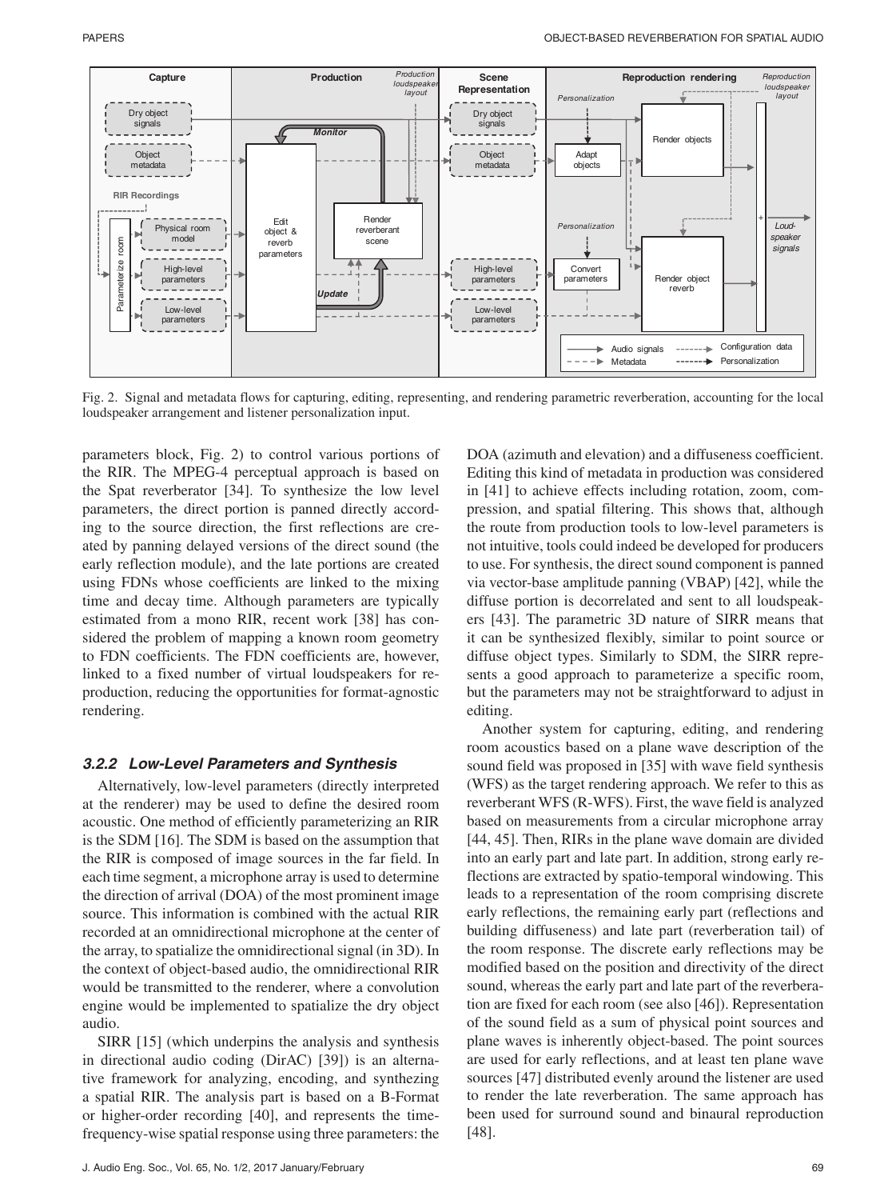Fig. 2. Signal and metadata flows for capturing, editing, representing, and rendering parametric reverberation, accounting for the local loudspeaker arrangement and listener personalization input.

parameters block, Fig. 2) to control various portions of the RIR. The MPEG-4 perceptual approach is based on the Spat reverberator [34]. To synthesize the low level parameters, the direct portion is panned directly according to the source direction, the first reflections are created by panning delayed versions of the direct sound (the early reflection module), and the late portions are created using FDNs whose coefficients are linked to the mixing time and decay time. Although parameters are typically estimated from a mono RIR, recent work [38] has considered the problem of mapping a known room geometry to FDN coefficients. The FDN coefficients are, however, linked to a fixed number of virtual loudspeakers for reproduction, reducing the opportunities for format-agnostic rendering.

### *3.2.2 Low-Level Parameters and Synthesis*

Alternatively, low-level parameters (directly interpreted at the renderer) may be used to define the desired room acoustic. One method of efficiently parameterizing an RIR is the SDM [16]. The SDM is based on the assumption that the RIR is composed of image sources in the far field. In each time segment, a microphone array is used to determine the direction of arrival (DOA) of the most prominent image source. This information is combined with the actual RIR recorded at an omnidirectional microphone at the center of the array, to spatialize the omnidirectional signal (in 3D). In the context of object-based audio, the omnidirectional RIR would be transmitted to the renderer, where a convolution engine would be implemented to spatialize the dry object audio.

SIRR [15] (which underpins the analysis and synthesis in directional audio coding (DirAC) [39]) is an alternative framework for analyzing, encoding, and synthezing a spatial RIR. The analysis part is based on a B-Format or higher-order recording [40], and represents the time-frequency-wise spatial response using three parameters: the DOA (azimuth and elevation) and a diffuseness coefficient. Editing this kind of metadata in production was considered in [41] to achieve effects including rotation, zoom, compression, and spatial filtering. This shows that, although the route from production tools to low-level parameters is not intuitive, tools could indeed be developed for producers to use. For synthesis, the direct sound component is panned via vector-base amplitude panning (VBAP) [42], while the diffuse portion is decorrelated and sent to all loudspeakers [43]. The parametric 3D nature of SIRR means that it can be synthesized flexibly, similar to point source or diffuse object types. Similarly to SDM, the SIRR represents a good approach to parameterize a specific room, but the parameters may not be straightforward to adjust in editing.

Another system for capturing, editing, and rendering room acoustics based on a plane wave description of the sound field was proposed in [35] with wave field synthesis (WFS) as the target rendering approach. We refer to this as reverberant WFS (R-WFS). First, the wave field is analyzed based on measurements from a circular microphone array [44, 45]. Then, RIRs in the plane wave domain are divided into an early part and late part. In addition, strong reflections are extracted by spatio-temporal windowing. This leads to a representation of the room comprising discrete early reflections, the remaining early part (reflections and building diffuseness) and late part (reverberation tail) of the room response. The discrete early reflections may be modified based on the position and directivity of the direct sound, whereas the early part and late part of the reverberation are fixed for each room (see also [46]). Representation of the sound field as a sum of physical point sources and plane waves is inherently object-based. The point sources are used for early reflections, and at least ten plane wave sources [47] distributed evenly around the listener are used to render the late reverberation. The same approach has been used for surround sound and binaural reproduction [48].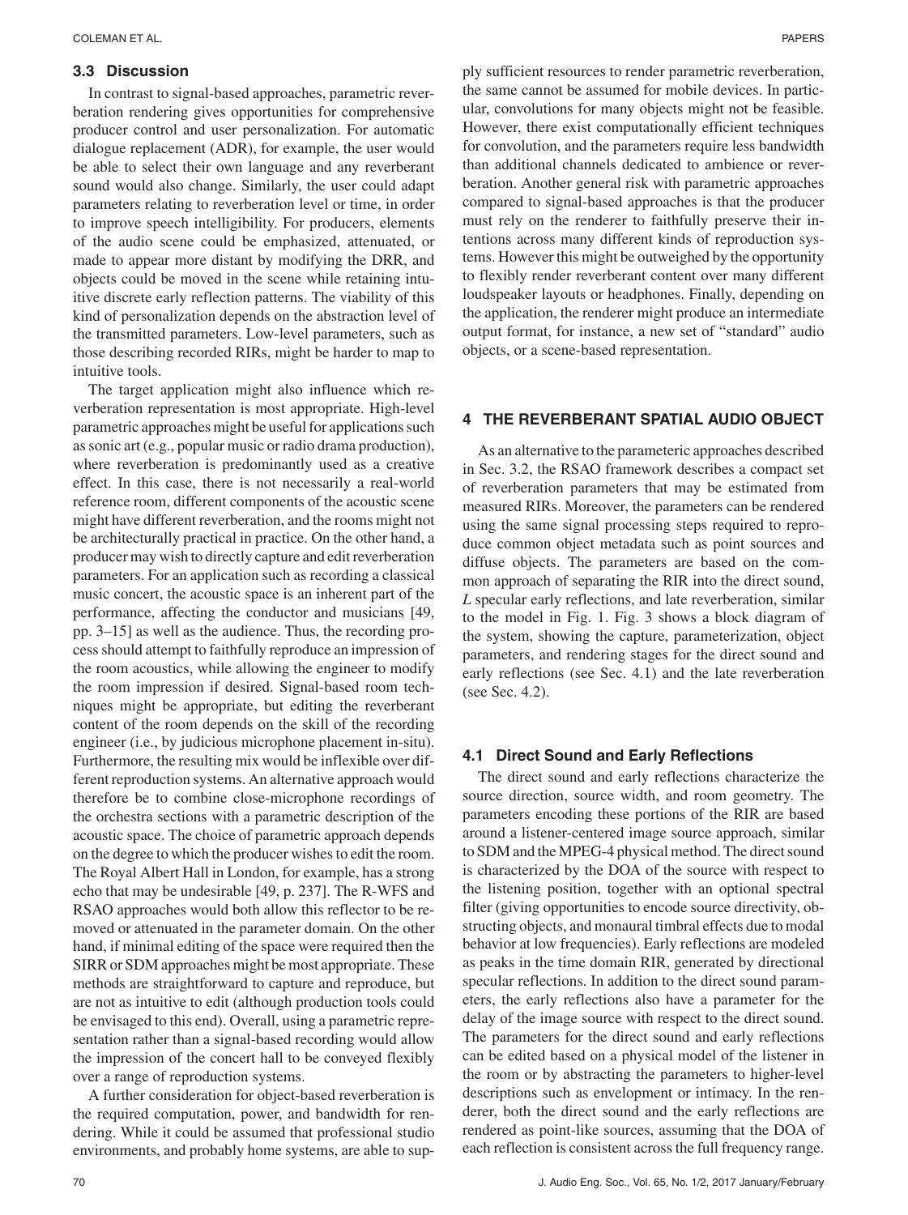### 3.3 Discussion

In contrast to signal-based approaches, parametric reverberation rendering gives opportunities for comprehensive producer control and user personalization. For automatic dialogue replacement (ADR), for example, the user would be able to select their own language and any reverberant sound would also change. Similarly, the user could adapt parameters relating to reverberation level or time, in order to improve speech intelligibility. For producers, elements of the audio scene could be emphasized, attenuated, or made to appear more distant by modifying the DRR, and objects could be moved in the scene while retaining intuitive discrete early reflection patterns. The viability of this kind of personalization depends on the abstraction level of the transmitted parameters. Low-level parameters, such as those describing recorded RIRs, might be harder to map to intuitive tools.

The target application might also influence which reverberation representation is most appropriate. High-level parametric approaches might be useful for applications such as sonic art (e.g., popular music or radio drama production), where reverberation is predominantly used as a creative effect. In this case, there is not necessarily a real-world reference room, different components of the acoustic scene might have different reverberation, and the rooms might not be architecturally practical in practice. On the other hand, a producer may wish to directly capture and edit reverberation parameters. For an application such as recording a classical music concert, the acoustic space is an inherent part of the performance, affecting the conductor and musicians [49, pp. 3–15] as well as the audience. Thus, the recording process should attempt to faithfully reproduce an impression of the room acoustics, while allowing the engineer to modify the room impression if desired. Signal-based room techniques might be appropriate, but editing the reverberant content of the room depends on the skill of the recording engineer (i.e., by judicious microphone placement in-situ). Furthermore, the resulting mix would be inflexible over different reproduction systems. An alternative approach would therefore be to combine close-microphone recordings of the orchestra sections with a parametric description of the acoustic space. The choice of parametric approach depends on the degree to which the producer wishes to edit the room. The Royal Albert Hall in London, for example, has a strong echo that may be undesirable [49, p. 237]. The R-WFS and RSAO approaches would both allow this reflector to be removed or attenuated in the parameter domain. On the other hand, if minimal editing of the space were required then the SIRR or SDM approaches might be most appropriate. These methods are straightforward to capture and reproduce, but are not as intuitive to edit (although production tools could be envisaged to this end). Overall, using a parametric representation rather than a signal-based recording would allow the impression of the concert hall to be conveyed flexibly over a range of reproduction systems.

A further consideration for object-based reverberation is the required computation, power, and bandwidth for rendering. While it could be assumed that professional studio environments, and probably home systems, are able to supply sufficient resources to render parametric reverberation, the same cannot be assumed for mobile devices. In particular, convolutions for many objects might not be feasible. However, there exist computationally efficient techniques for convolution, and the parameters require less bandwidth than additional channels dedicated to ambience or reverberation. Another general risk with parametric approaches compared to signal-based approaches is that the producer must rely on the renderer to faithfully preserve their intentions across many different kinds of reproduction systems. However this might be outweighed by the opportunity to flexibly render reverberant content over many different loudspeaker layouts or headphones. Finally, depending on the application, the renderer might produce an intermediate output format, for instance, a new set of "standard" audio objects, or a scene-based representation.

## 4 THE REVERBERANT SPATIAL AUDIO OBJECT

As an alternative to the parameteric approaches described in Sec. 3.2, the RSAO framework describes a compact set of reverberation parameters that may be estimated from measured RIRs. Moreover, the parameters can be rendered using the same signal processing steps required to reproduce common object metadata such as point sources and diffuse objects. The parameters are based on the common approach of separating the RIR into the direct sound, *L* specular early reflections, and late reverberation, similar to the model in Fig. 1. Fig. 3 shows a block diagram of the system, showing the capture, parameterization, object parameters, and rendering stages for the direct sound and early reflections (see Sec. 4.1) and the late reverberation (see Sec. 4.2).

### 4.1 Direct Sound and Early Reflections

The direct sound and early reflections characterize the source direction, source width, and room geometry. The parameters encoding these portions of the RIR are based around a listener-centered image source approach, similar to SDM and the MPEG-4 physical method. The direct sound is characterized by the DOA of the source with respect to the listening position, together with an optional spectral filter (giving opportunities to encode source directivity, obstructing objects, and monaural timbral effects due to modal behavior at low frequencies). Early reflections are modeled as peaks in the time domain RIR, generated by directional specular reflections. In addition to the direct sound parameters, the early reflections also have a parameter for the delay of the image source with respect to the direct sound. The parameters for the direct sound and early reflections can be edited based on a physical model of the listener in the room or by abstracting the parameters to higher-level descriptions such as envelopment or intimacy. In the renderer, both the direct sound and the early reflections are rendered as point-like sources, assuming that the DOA of each reflection is consistent across the full frequency range.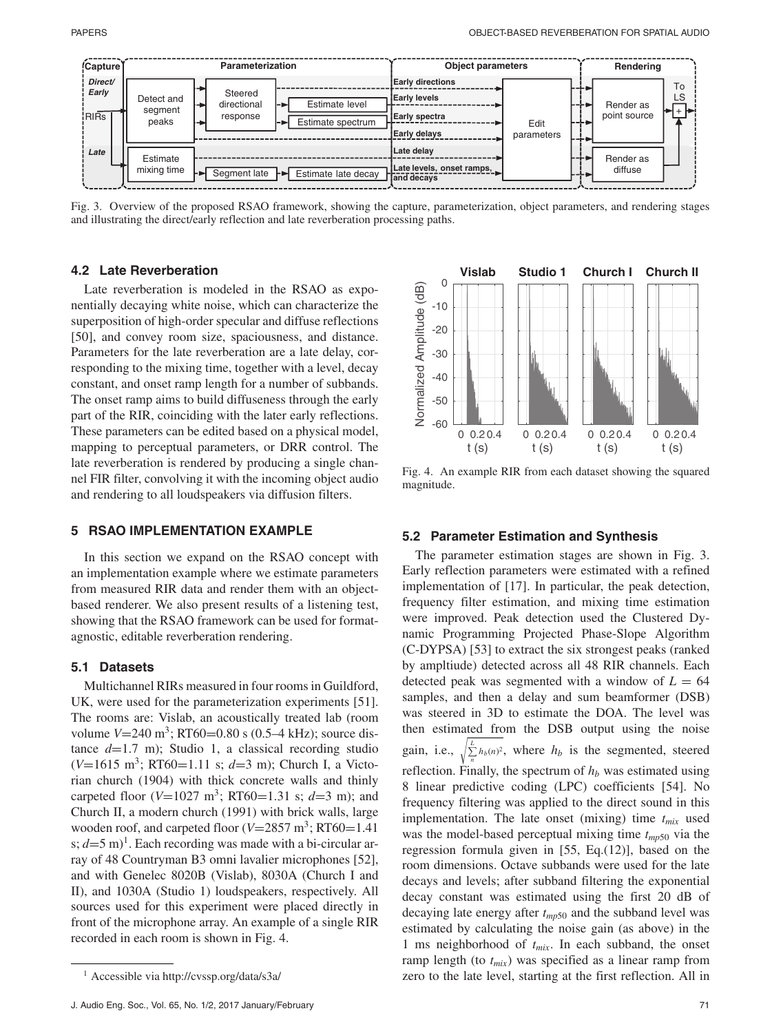Fig. 3. Overview of the proposed RSAO framework, showing the capture, parameterization, object parameters, and rendering stages and illustrating the direct/early reflection and late reverberation processing paths.

### 4.2 Late Reverberation

Late reverberation is modeled in the RSAO as exponentially decaying white noise, which can characterize the superposition of high-order specular and diffuse reflections [50], and convey room size, spaciousness, and distance. Parameters for the late reverberation are a late delay, corresponding to the mixing time, together with a level, decay constant, and onset ramp length for a number of subbands. The onset ramp aims to build diffuseness through the early part of the RIR, coinciding with the later early reflections. These parameters can be edited based on a physical model, mapping to perceptual parameters, or DRR control. The late reverberation is rendered by producing a single channel FIR filter, convolving it with the incoming object audio and rendering to all loudspeakers via diffusion filters.

## 5 RSAO IMPLEMENTATION EXAMPLE

In this section we expand on the RSAO concept with an implementation example where we estimate parameters from measured RIR data and render them with an object-based renderer. We also present results of a listening test, showing that the RSAO framework can be used for format-agnostic, editable reverberation rendering.

### 5.1 Datasets

Multichannel RIRs measured in four rooms in Guildford, UK, were used for the parameterization experiments [51]. The rooms are: Vislab, an acoustically treated lab (room volume $V$=240 m$^3$; RT60=0.80 s (0.5–4 kHz); source distance $d$=1.7 m); Studio 1, a classical recording studio ($V$=1615 m$^3$; RT60=1.11 s; $d$=3 m); Church I, a Victorian church (1904) with thick concrete walls and thinly carpeted floor ($V$=1027 m$^3$; RT60=1.31 s; $d$=3 m); and Church II, a modern church (1991) with brick walls, large wooden roof, and carpeted floor ($V$=2857 m$^3$; RT60=1.41 s; $d$=5 m)[1]. Each recording was made with a bi-circular array of 48 Countryman B3 omni lavalier microphones [52], and with Genelec 8020B (Vislab), 8030A (Church I and II), and 1030A (Studio 1) loudspeakers, respectively. All sources used for this experiment were placed directly in front of the microphone array. An example of a single RIR recorded in each room is shown in Fig. 4.

[1] Accessible via http://cvssp.org/data/s3a/

Fig. 4. An example RIR from each dataset showing the squared magnitude.

### 5.2 Parameter Estimation and Synthesis

The parameter estimation stages are shown in Fig. 3. Early reflection parameters were estimated with a refined implementation of [17]. In particular, the peak detection, frequency filter estimation, and mixing time estimation were improved. Peak detection used the Clustered Dynamic Programming Projected Phase-Slope Algorithm (C-DYPSA) [53] to extract the six strongest peaks (ranked by ampltiude) detected across all 48 RIR channels. Each detected peak was segmented with a window of $L$ = 64 samples, and then a delay and sum beamformer (DSB) was steered in 3D to estimate the DOA. The level was then estimated from the DSB output using the noise gain, i.e., $\sqrt{\sum_{n}^{L} h_b(n)^2}$, where $h_b$ is the segmented, steered reflection. Finally, the spectrum of $h_b$ was estimated using 8 linear predictive coding (LPC) coefficients [54]. No frequency filtering was applied to the direct sound in this implementation. The late onset (mixing) time $t_{mix}$ used was the model-based perceptual mixing time $t_{mp50}$ via the regression formula given in [55, Eq.(12)], based on the room dimensions. Octave subbands were used for the late decays and levels; after subband filtering the exponential decay constant was estimated using the first 20 dB of decaying late energy after $t_{mp50}$ and the subband level was estimated by calculating the noise gain (as above) in the 1 ms neighborhood of $t_{mix}$. In each subband, the onset ramp length (to $t_{mix}$) was specified as a linear ramp from zero to the late level, starting at the first reflection. All in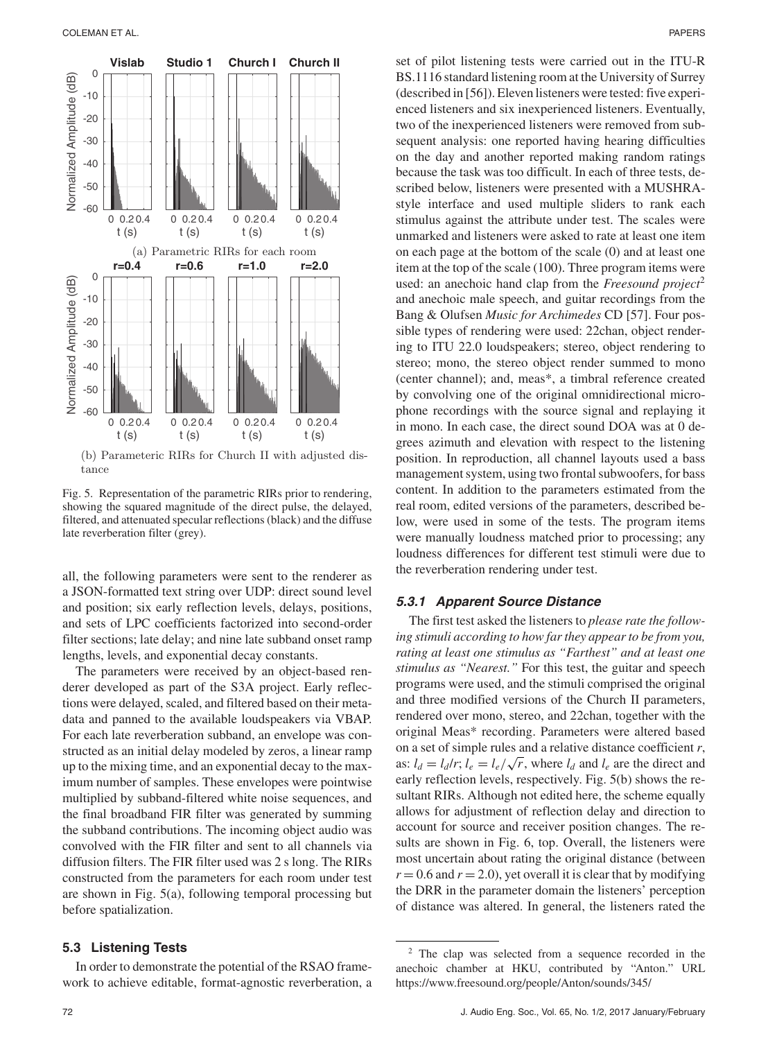(a) Parametric RIRs for each room

(b) Parameteric RIRs for Church II with adjusted distance

Fig. 5. Representation of the parametric RIRs prior to rendering, showing the squared magnitude of the direct pulse, the delayed, filtered, and attenuated specular reflections (black) and the diffuse late reverberation filter (grey).

all, the following parameters were sent to the renderer as a JSON-formatted text string over UDP: direct sound level and position; six early reflection levels, delays, positions, and sets of LPC coefficients factorized into second-order filter sections; late delay; and nine late subband onset ramp lengths, levels, and exponential decay constants.

The parameters were received by an object-based renderer developed as part of the S3A project. Early reflections were delayed, scaled, and filtered based on their metadata and panned to the available loudspeakers via VBAP. For each late reverberation subband, an envelope was constructed as an initial delay modeled by zeros, a linear ramp up to the mixing time, and an exponential decay to the maximum number of samples. These envelopes were pointwise multiplied by subband-filtered white noise sequences, and the final broadband FIR filter was generated by summing the subband contributions. The incoming object audio was convolved with the FIR filter and sent to all channels via diffusion filters. The FIR filter used was 2 s long. The RIRs constructed from the parameters for each room under test are shown in Fig. 5(a), following temporal processing but before spatialization.

### 5.3 Listening Tests

In order to demonstrate the potential of the RSAO framework to achieve editable, format-agnostic reverberation, a set of pilot listening tests were carried out in the ITU-R BS.1116 standard listening room at the University of Surrey (described in [56]). Eleven listeners were tested: five experienced listeners and six inexperienced listeners. Eventually, two of the inexperienced listeners were removed from subsequent analysis: one reported having hearing difficulties on the day and another reported making random ratings because the task was too difficult. In each of three tests, described below, listeners were presented with a MUSHRA-style interface and used multiple sliders to rank each stimulus against the attribute under test. The scales were unmarked and listeners were asked to rate at least one item on each page at the bottom of the scale (0) and at least one item at the top of the scale (100). Three program items were used: an anechoic hand clap from the *Freesound project*[2] and anechoic male speech, and guitar recordings from the Bang & Olufsen *Music for Archimedes* CD [57]. Four possible types of rendering were used: 22chan, object rendering to ITU 22.0 loudspeakers; stereo, object rendering to stereo; mono, the stereo object render summed to mono (center channel); and, meas*, a timbral reference created by convolving one of the original omnidirectional microphone recordings with the source signal and replaying it in mono. In each case, the direct sound DOA was at 0 degrees azimuth and elevation with respect to the listening position. In reproduction, all channel layouts used a bass management system, using two frontal subwoofers, for bass content. In addition to the parameters estimated from the real room, edited versions of the parameters, described below, were used in some of the tests. The program items were manually loudness matched prior to processing; any loudness differences for different test stimuli were due to the reverberation rendering under test.

#### 5.3.1 Apparent Source Distance

The first test asked the listeners to *please rate the following stimuli according to how far they appear to be from you, rating at least one stimulus as "Farthest" and at least one stimulus as "Nearest."* For this test, the guitar and speech programs were used, and the stimuli comprised the original and three modified versions of the Church II parameters, rendered over mono, stereo, and 22chan, together with the original Meas* recording. Parameters were altered based on a set of simple rules and a relative distance coefficient $r$, as: $l_d = l_d/r$; $l_e = l_e/\sqrt{r}$, where $l_d$ and $l_e$ are the direct and early reflection levels, respectively. Fig. 5(b) shows the resultant RIRs. Although not edited here, the scheme equally allows for adjustment of reflection delay and direction to account for source and receiver position changes. The results are shown in Fig. 6, top. Overall, the listeners were most uncertain about rating the original distance (between $r = 0.6$ and $r = 2.0$), yet overall it is clear that by modifying the DRR in the parameter domain the listeners' perception of distance was altered. In general, the listeners rated the

[2] The clap was selected from a sequence recorded in the anechoic chamber at HKU, contributed by "Anton." URL https://www.freesound.org/people/Anton/sounds/345/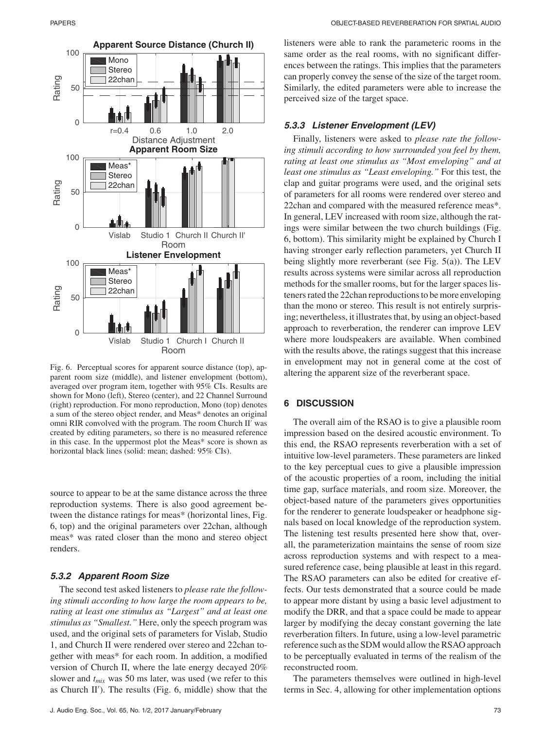Fig. 6. Perceptual scores for apparent source distance (top), apparent room size (middle), and listener envelopment (bottom), averaged over program item, together with 95% CIs. Results are shown for Mono (left), Stereo (center), and 22 Channel Surround (right) reproduction. For mono reproduction, Mono (top) denotes a sum of the stereo object render, and Meas* denotes an original omni RIR convolved with the program. The room Church II′ was created by editing parameters, so there is no measured reference in this case. In the uppermost plot the Meas* score is shown as horizontal black lines (solid: mean; dashed: 95% CIs).

source to appear to be at the same distance across the three reproduction systems. There is also good agreement between the distance ratings for meas* (horizontal lines, Fig. 6, top) and the original parameters over 22chan, although meas* was rated closer than the mono and stereo object renders.

### 5.3.2 Apparent Room Size

The second test asked listeners to *please rate the following stimuli according to how large the room appears to be, rating at least one stimulus as "Largest" and at least one stimulus as "Smallest."* Here, only the speech program was used, and the original sets of parameters for Vislab, Studio 1, and Church II were rendered over stereo and 22chan together with meas* for each room. In addition, a modified version of Church II, where the late energy decayed 20% slower and $t_{mix}$ was 50 ms later, was used (we refer to this as Church II′). The results (Fig. 6, middle) show that the listeners were able to rank the parameteric rooms in the same order as the real rooms, with no significant differences between the ratings. This implies that the parameters can properly convey the sense of the size of the target room. Similarly, the edited parameters were able to increase the perceived size of the target space.

### 5.3.3 Listener Envelopment (LEV)

Finally, listeners were asked to *please rate the following stimuli according to how surrounded you feel by them, rating at least one stimulus as "Most enveloping" and at least one stimulus as "Least enveloping."* For this test, the clap and guitar programs were used, and the original sets of parameters for all rooms were rendered over stereo and 22chan and compared with the measured reference meas*. In general, LEV increased with room size, although the ratings were similar between the two church buildings (Fig. 6, bottom). This similarity might be explained by Church I having stronger early reflection parameters, yet Church II being slightly more reverberant (see Fig. 5(a)). The LEV results across systems were similar across all reproduction methods for the smaller rooms, but for the larger spaces listeners rated the 22chan reproductions to be more enveloping than the mono or stereo. This result is not entirely surprising; nevertheless, it illustrates that, by using an object-based approach to reverberation, the renderer can improve LEV where more loudspeakers are available. When combined with the results above, the ratings suggest that this increase in envelopment may not in general come at the cost of altering the apparent size of the reverberant space.

## 6 DISCUSSION

The overall aim of the RSAO is to give a plausible room impression based on the desired acoustic environment. To this end, the RSAO represents reverberation with a set of intuitive low-level parameters. These parameters are linked to the key perceptual cues to give a plausible impression of the acoustic properties of a room, including the initial time gap, surface materials, and room size. Moreover, the object-based nature of the parameters gives opportunities for the renderer to generate loudspeaker or headphone signals based on local knowledge of the reproduction system. The listening test results presented here show that, overall, the parameterization maintains the sense of room size across reproduction systems and with respect to a measured reference case, being plausible at least in this regard. The RSAO parameters can also be edited for creative effects. Our tests demonstrated that a source could be made to appear more distant by using a basic level adjustment to modify the DRR, and that a space could be made to appear larger by modifying the decay constant governing the late reverberation filters. In future, using a low-level parametric reference such as the SDM would allow the RSAO approach to be perceptually evaluated in terms of the realism of the reconstructed room.

The parameters themselves were outlined in high-level terms in Sec. 4, allowing for other implementation options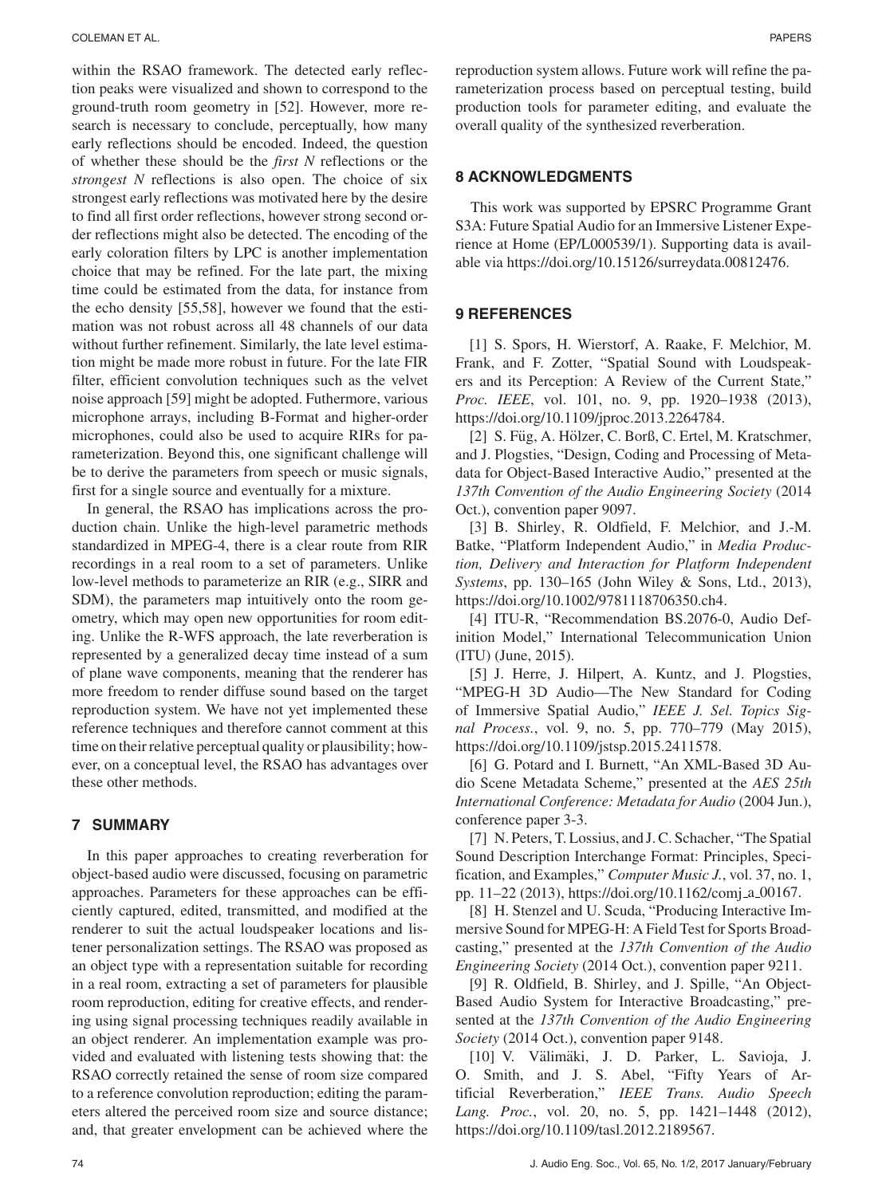within the RSAO framework. The detected early reflection peaks were visualized and shown to correspond to the ground-truth room geometry in [52]. However, more research is necessary to conclude, perceptually, how many early reflections should be encoded. Indeed, the question of whether these should be the *first N* reflections or the *strongest N* reflections is also open. The choice of six strongest early reflections was motivated here by the desire to find all first order reflections, however strong second order reflections might also be detected. The encoding of the early coloration filters by LPC is another implementation choice that may be refined. For the late part, the mixing time could be estimated from the data, for instance from the echo density [55,58], however we found that the estimation was not robust across all 48 channels of our data without further refinement. Similarly, the late level estimation might be made more robust in future. For the late FIR filter, efficient convolution techniques such as the velvet noise approach [59] might be adopted. Futhermore, various microphone arrays, including B-Format and higher-order microphones, could also be used to acquire RIRs for parameterization. Beyond this, one significant challenge will be to derive the parameters from speech or music signals, first for a single source and eventually for a mixture.

In general, the RSAO has implications across the production chain. Unlike the high-level parametric methods standardized in MPEG-4, there is a clear route from RIR recordings in a real room to a set of parameters. Unlike low-level methods to parameterize an RIR (e.g., SIRR and SDM), the parameters map intuitively onto the room geometry, which may open new opportunities for room editing. Unlike the R-WFS approach, the late reverberation is represented by a generalized decay time instead of a sum of plane wave components, meaning that the renderer has more freedom to render diffuse sound based on the target reproduction system. We have not yet implemented these reference techniques and therefore cannot comment at this time on their relative perceptual quality or plausibility; however, on a conceptual level, the RSAO has advantages over these other methods.

## 7 SUMMARY

In this paper approaches to creating reverberation for object-based audio were discussed, focusing on parametric approaches. Parameters for these approaches can be efficiently captured, edited, transmitted, and modified at the renderer to suit the actual loudspeaker locations and listener personalization settings. The RSAO was proposed as an object type with a representation suitable for recording in a real room, extracting a set of parameters for plausible room reproduction, editing for creative effects, and rendering using signal processing techniques readily available in an object renderer. An implementation example was provided and evaluated with listening tests showing that: the RSAO correctly retained the sense of room size compared to a reference convolution reproduction; editing the parameters altered the perceived room size and source distance; and, that greater envelopment can be achieved where the reproduction system allows. Future work will refine the parameterization process based on perceptual testing, build production tools for parameter editing, and evaluate the overall quality of the synthesized reverberation.

## 8 ACKNOWLEDGMENTS

This work was supported by EPSRC Programme Grant S3A: Future Spatial Audio for an Immersive Listener Experience at Home (EP/L000539/1). Supporting data is available via https://doi.org/10.15126/surreydata.00812476.

## 9 REFERENCES

[1] S. Spors, H. Wierstorf, A. Raake, F. Melchior, M. Frank, and F. Zotter, "Spatial Sound with Loudspeakers and its Perception: A Review of the Current State," *Proc. IEEE*, vol. 101, no. 9, pp. 1920–1938 (2013), https://doi.org/10.1109/jproc.2013.2264784.

[2] S. Füg, A. Hölzer, C. Borß, C. Ertel, M. Kratschmer, and J. Plogsties, "Design, Coding and Processing of Metadata for Object-Based Interactive Audio," presented at the *137th Convention of the Audio Engineering Society* (2014 Oct.), convention paper 9097.

[3] B. Shirley, R. Oldfield, F. Melchior, and J.-M. Batke, "Platform Independent Audio," in *Media Production, Delivery and Interaction for Platform Independent Systems*, pp. 130–165 (John Wiley & Sons, Ltd., 2013), https://doi.org/10.1002/9781118706350.ch4.

[4] ITU-R, "Recommendation BS.2076-0, Audio Definition Model," International Telecommunication Union (ITU) (June, 2015).

[5] J. Herre, J. Hilpert, A. Kuntz, and J. Plogsties, "MPEG-H 3D Audio—The New Standard for Coding of Immersive Spatial Audio," *IEEE J. Sel. Topics Signal Process.*, vol. 9, no. 5, pp. 770–779 (May 2015), https://doi.org/10.1109/jstsp.2015.2411578.

[6] G. Potard and I. Burnett, "An XML-Based 3D Audio Scene Metadata Scheme," presented at the *AES 25th International Conference: Metadata for Audio* (2004 Jun.), conference paper 3-3.

[7] N. Peters, T. Lossius, and J. C. Schacher, "The Spatial Sound Description Interchange Format: Principles, Specification, and Examples," *Computer Music J.*, vol. 37, no. 1, pp. 11–22 (2013), https://doi.org/10.1162/comj_a_00167.

[8] H. Stenzel and U. Scuda, "Producing Interactive Immersive Sound for MPEG-H: A Field Test for Sports Broadcasting," presented at the *137th Convention of the Audio Engineering Society* (2014 Oct.), convention paper 9211.

[9] R. Oldfield, B. Shirley, and J. Spille, "An Object-Based Audio System for Interactive Broadcasting," presented at the *137th Convention of the Audio Engineering Society* (2014 Oct.), convention paper 9148.

[10] V. Välimäki, J. D. Parker, L. Savioja, J. O. Smith, and J. S. Abel, "Fifty Years of Artificial Reverberation," *IEEE Trans. Audio Speech Lang. Proc.*, vol. 20, no. 5, pp. 1421–1448 (2012), https://doi.org/10.1109/tasl.2012.2189567.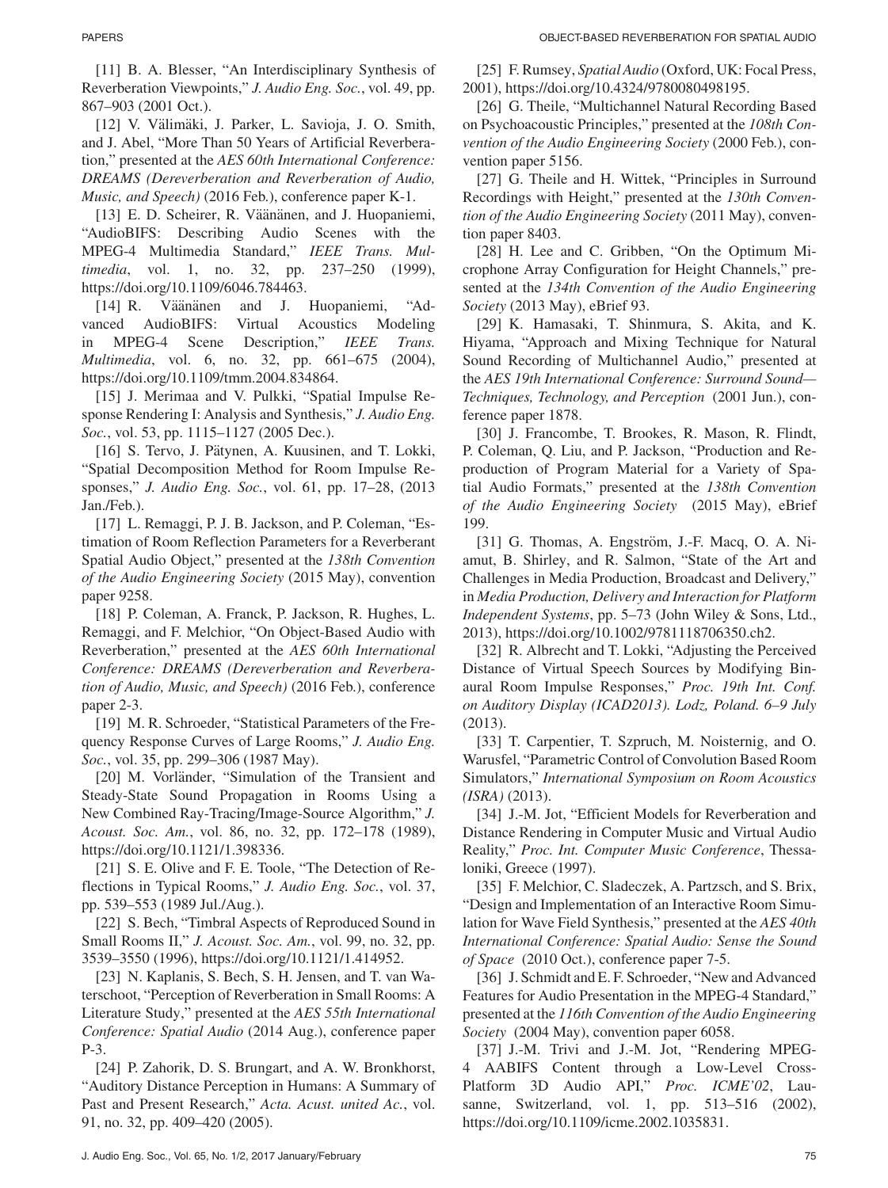[11] B. A. Blesser, "An Interdisciplinary Synthesis of Reverberation Viewpoints," *J. Audio Eng. Soc.*, vol. 49, pp. 867–903 (2001 Oct.).

[12] V. Välimäki, J. Parker, L. Savioja, J. O. Smith, and J. Abel, "More Than 50 Years of Artificial Reverberation," presented at the *AES 60th International Conference: DREAMS (Dereverberation and Reverberation of Audio, Music, and Speech)* (2016 Feb.), conference paper K-1.

[13] E. D. Scheirer, R. Väänänen, and J. Huopaniemi, "AudioBIFS: Describing Audio Scenes with the MPEG-4 Multimedia Standard," *IEEE Trans. Multimedia*, vol. 1, no. 32, pp. 237–250 (1999), https://doi.org/10.1109/6046.784463.

[14] R. Väänänen and J. Huopaniemi, "Advanced AudioBIFS: Virtual Acoustics Modeling in MPEG-4 Scene Description," *IEEE Trans. Multimedia*, vol. 6, no. 32, pp. 661–675 (2004), https://doi.org/10.1109/tmm.2004.834864.

[15] J. Merimaa and V. Pulkki, "Spatial Impulse Response Rendering I: Analysis and Synthesis," *J. Audio Eng. Soc.*, vol. 53, pp. 1115–1127 (2005 Dec.).

[16] S. Tervo, J. Pätynen, A. Kuusinen, and T. Lokki, "Spatial Decomposition Method for Room Impulse Responses," *J. Audio Eng. Soc.*, vol. 61, pp. 17–28, (2013 Jan./Feb.).

[17] L. Remaggi, P. J. B. Jackson, and P. Coleman, "Estimation of Room Reflection Parameters for a Reverberant Spatial Audio Object," presented at the *138th Convention of the Audio Engineering Society* (2015 May), convention paper 9258.

[18] P. Coleman, A. Franck, P. Jackson, R. Hughes, L. Remaggi, and F. Melchior, "On Object-Based Audio with Reverberation," presented at the *AES 60th International Conference: DREAMS (Dereverberation and Reverberation of Audio, Music, and Speech)* (2016 Feb.), conference paper 2-3.

[19] M. R. Schroeder, "Statistical Parameters of the Frequency Response Curves of Large Rooms," *J. Audio Eng. Soc.*, vol. 35, pp. 299–306 (1987 May).

[20] M. Vorländer, "Simulation of the Transient and Steady-State Sound Propagation in Rooms Using a New Combined Ray-Tracing/Image-Source Algorithm," *J. Acoust. Soc. Am.*, vol. 86, no. 32, pp. 172–178 (1989), https://doi.org/10.1121/1.398336.

[21] S. E. Olive and F. E. Toole, "The Detection of Reflections in Typical Rooms," *J. Audio Eng. Soc.*, vol. 37, pp. 539–553 (1989 Jul./Aug.).

[22] S. Bech, "Timbral Aspects of Reproduced Sound in Small Rooms II," *J. Acoust. Soc. Am.*, vol. 99, no. 32, pp. 3539–3550 (1996), https://doi.org/10.1121/1.414952.

[23] N. Kaplanis, S. Bech, S. H. Jensen, and T. van Waterschoot, "Perception of Reverberation in Small Rooms: A Literature Study," presented at the *AES 55th International Conference: Spatial Audio* (2014 Aug.), conference paper P-3.

[24] P. Zahorik, D. S. Brungart, and A. W. Bronkhorst, "Auditory Distance Perception in Humans: A Summary of Past and Present Research," *Acta. Acust. united Ac.*, vol. 91, no. 32, pp. 409–420 (2005).

[25] F. Rumsey, *Spatial Audio* (Oxford, UK: Focal Press, 2001), https://doi.org/10.4324/9780080498195.

[26] G. Theile, "Multichannel Natural Recording Based on Psychoacoustic Principles," presented at the *108th Convention of the Audio Engineering Society* (2000 Feb.), convention paper 5156.

[27] G. Theile and H. Wittek, "Principles in Surround Recordings with Height," presented at the *130th Convention of the Audio Engineering Society* (2011 May), convention paper 8403.

[28] H. Lee and C. Gribben, "On the Optimum Microphone Array Configuration for Height Channels," presented at the *134th Convention of the Audio Engineering Society* (2013 May), eBrief 93.

[29] K. Hamasaki, T. Shinmura, S. Akita, and K. Hiyama, "Approach and Mixing Technique for Natural Sound Recording of Multichannel Audio," presented at the *AES 19th International Conference: Surround Sound—Techniques, Technology, and Perception* (2001 Jun.), conference paper 1878.

[30] J. Francombe, T. Brookes, R. Mason, R. Flindt, P. Coleman, Q. Liu, and P. Jackson, "Production and Reproduction of Program Material for a Variety of Spatial Audio Formats," presented at the *138th Convention of the Audio Engineering Society* (2015 May), eBrief 199.

[31] G. Thomas, A. Engström, J.-F. Macq, O. A. Niamut, B. Shirley, and R. Salmon, "State of the Art and Challenges in Media Production, Broadcast and Delivery," in *Media Production, Delivery and Interaction for Platform Independent Systems*, pp. 5–73 (John Wiley & Sons, Ltd., 2013), https://doi.org/10.1002/9781118706350.ch2.

[32] R. Albrecht and T. Lokki, "Adjusting the Perceived Distance of Virtual Speech Sources by Modifying Binaural Room Impulse Responses," *Proc. 19th Int. Conf. on Auditory Display (ICAD2013). Lodz, Poland. 6–9 July* (2013).

[33] T. Carpentier, T. Szpruch, M. Noisternig, and O. Warusfel, "Parametric Control of Convolution Based Room Simulators," *International Symposium on Room Acoustics (ISRA)* (2013).

[34] J.-M. Jot, "Efficient Models for Reverberation and Distance Rendering in Computer Music and Virtual Audio Reality," *Proc. Int. Computer Music Conference*, Thessaloniki, Greece (1997).

[35] F. Melchior, C. Sladeczek, A. Partzsch, and S. Brix, "Design and Implementation of an Interactive Room Simulation for Wave Field Synthesis," presented at the *AES 40th International Conference: Spatial Audio: Sense the Sound of Space* (2010 Oct.), conference paper 7-5.

[36] J. Schmidt and E. F. Schroeder, "New and Advanced Features for Audio Presentation in the MPEG-4 Standard," presented at the *116th Convention of the Audio Engineering Society* (2004 May), convention paper 6058.

[37] J.-M. Trivi and J.-M. Jot, "Rendering MPEG-4 AABIFS Content through a Low-Level Cross-Platform 3D Audio API," *Proc. ICME'02*, Lausanne, Switzerland, vol. 1, pp. 513–516 (2002), https://doi.org/10.1109/icme.2002.1035831.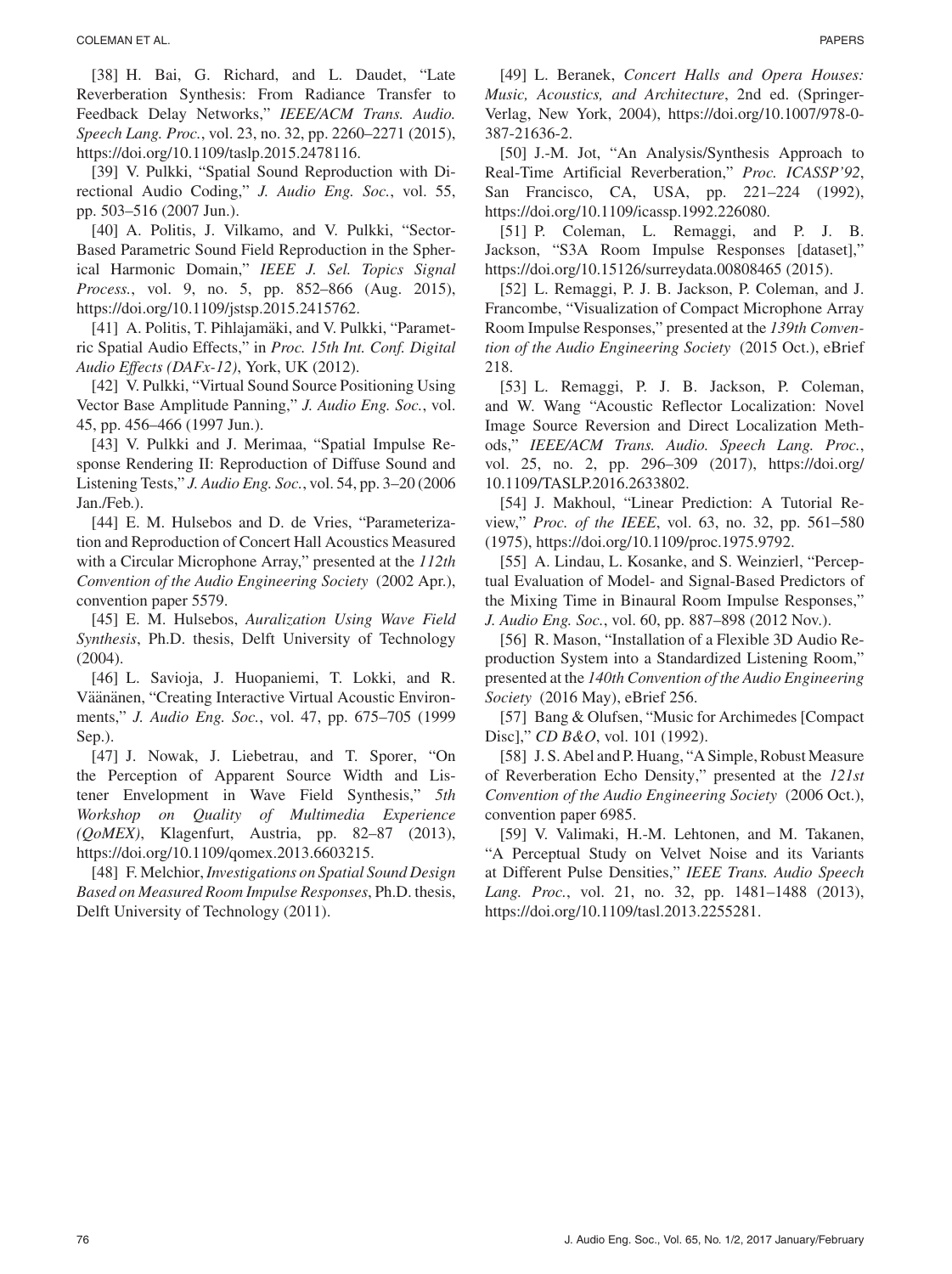[38] H. Bai, G. Richard, and L. Daudet, "Late Reverberation Synthesis: From Radiance Transfer to Feedback Delay Networks," *IEEE/ACM Trans. Audio. Speech Lang. Proc.*, vol. 23, no. 32, pp. 2260–2271 (2015), https://doi.org/10.1109/taslp.2015.2478116.

[39] V. Pulkki, "Spatial Sound Reproduction with Directional Audio Coding," *J. Audio Eng. Soc.*, vol. 55, pp. 503–516 (2007 Jun.).

[40] A. Politis, J. Vilkamo, and V. Pulkki, "Sector-Based Parametric Sound Field Reproduction in the Spherical Harmonic Domain," *IEEE J. Sel. Topics Signal Process.*, vol. 9, no. 5, pp. 852–866 (Aug. 2015), https://doi.org/10.1109/jstsp.2015.2415762.

[41] A. Politis, T. Pihlajamäki, and V. Pulkki, "Parametric Spatial Audio Effects," in *Proc. 15th Int. Conf. Digital Audio Effects (DAFx-12)*, York, UK (2012).

[42] V. Pulkki, "Virtual Sound Source Positioning Using Vector Base Amplitude Panning," *J. Audio Eng. Soc.*, vol. 45, pp. 456–466 (1997 Jun.).

[43] V. Pulkki and J. Merimaa, "Spatial Impulse Response Rendering II: Reproduction of Diffuse Sound and Listening Tests," *J. Audio Eng. Soc.*, vol. 54, pp. 3–20 (2006 Jan./Feb.).

[44] E. M. Hulsebos and D. de Vries, "Parameterization and Reproduction of Concert Hall Acoustics Measured with a Circular Microphone Array," presented at the *112th Convention of the Audio Engineering Society* (2002 Apr.), convention paper 5579.

[45] E. M. Hulsebos, *Auralization Using Wave Field Synthesis*, Ph.D. thesis, Delft University of Technology (2004).

[46] L. Savioja, J. Huopaniemi, T. Lokki, and R. Väänänen, "Creating Interactive Virtual Acoustic Environments," *J. Audio Eng. Soc.*, vol. 47, pp. 675–705 (1999 Sep.).

[47] J. Nowak, J. Liebetrau, and T. Sporer, "On the Perception of Apparent Source Width and Listener Envelopment in Wave Field Synthesis," *5th Workshop on Quality of Multimedia Experience (QoMEX)*, Klagenfurt, Austria, pp. 82–87 (2013), https://doi.org/10.1109/qomex.2013.6603215.

[48] F. Melchior, *Investigations on Spatial Sound Design Based on Measured Room Impulse Responses*, Ph.D. thesis, Delft University of Technology (2011).

[49] L. Beranek, *Concert Halls and Opera Houses: Music, Acoustics, and Architecture*, 2nd ed. (Springer-Verlag, New York, 2004), https://doi.org/10.1007/978-0-387-21636-2.

[50] J.-M. Jot, "An Analysis/Synthesis Approach to Real-Time Artificial Reverberation," *Proc. ICASSP'92*, San Francisco, CA, USA, pp. 221–224 (1992), https://doi.org/10.1109/icassp.1992.226080.

[51] P. Coleman, L. Remaggi, and P. J. B. Jackson, "S3A Room Impulse Responses [dataset]," https://doi.org/10.15126/surreydata.00808465 (2015).

[52] L. Remaggi, P. J. B. Jackson, P. Coleman, and J. Francombe, "Visualization of Compact Microphone Array Room Impulse Responses," presented at the *139th Convention of the Audio Engineering Society* (2015 Oct.), eBrief 218.

[53] L. Remaggi, P. J. B. Jackson, P. Coleman, and W. Wang "Acoustic Reflector Localization: Novel Image Source Reversion and Direct Localization Methods," *IEEE/ACM Trans. Audio. Speech Lang. Proc.*, vol. 25, no. 2, pp. 296–309 (2017), https://doi.org/10.1109/TASLP.2016.2633802.

[54] J. Makhoul, "Linear Prediction: A Tutorial Review," *Proc. of the IEEE*, vol. 63, no. 32, pp. 561–580 (1975), https://doi.org/10.1109/proc.1975.9792.

[55] A. Lindau, L. Kosanke, and S. Weinzierl, "Perceptual Evaluation of Model- and Signal-Based Predictors of the Mixing Time in Binaural Room Impulse Responses," *J. Audio Eng. Soc.*, vol. 60, pp. 887–898 (2012 Nov.).

[56] R. Mason, "Installation of a Flexible 3D Audio Reproduction System into a Standardized Listening Room," presented at the *140th Convention of the Audio Engineering Society* (2016 May), eBrief 256.

[57] Bang & Olufsen, "Music for Archimedes [Compact Disc]," *CD B&O*, vol. 101 (1992).

[58] J. S. Abel and P. Huang, "A Simple, Robust Measure of Reverberation Echo Density," presented at the *121st Convention of the Audio Engineering Society* (2006 Oct.), convention paper 6985.

[59] V. Valimaki, H.-M. Lehtonen, and M. Takanen, "A Perceptual Study on Velvet Noise and its Variants at Different Pulse Densities," *IEEE Trans. Audio Speech Lang. Proc.*, vol. 21, no. 32, pp. 1481–1488 (2013), https://doi.org/10.1109/tasl.2013.2255281.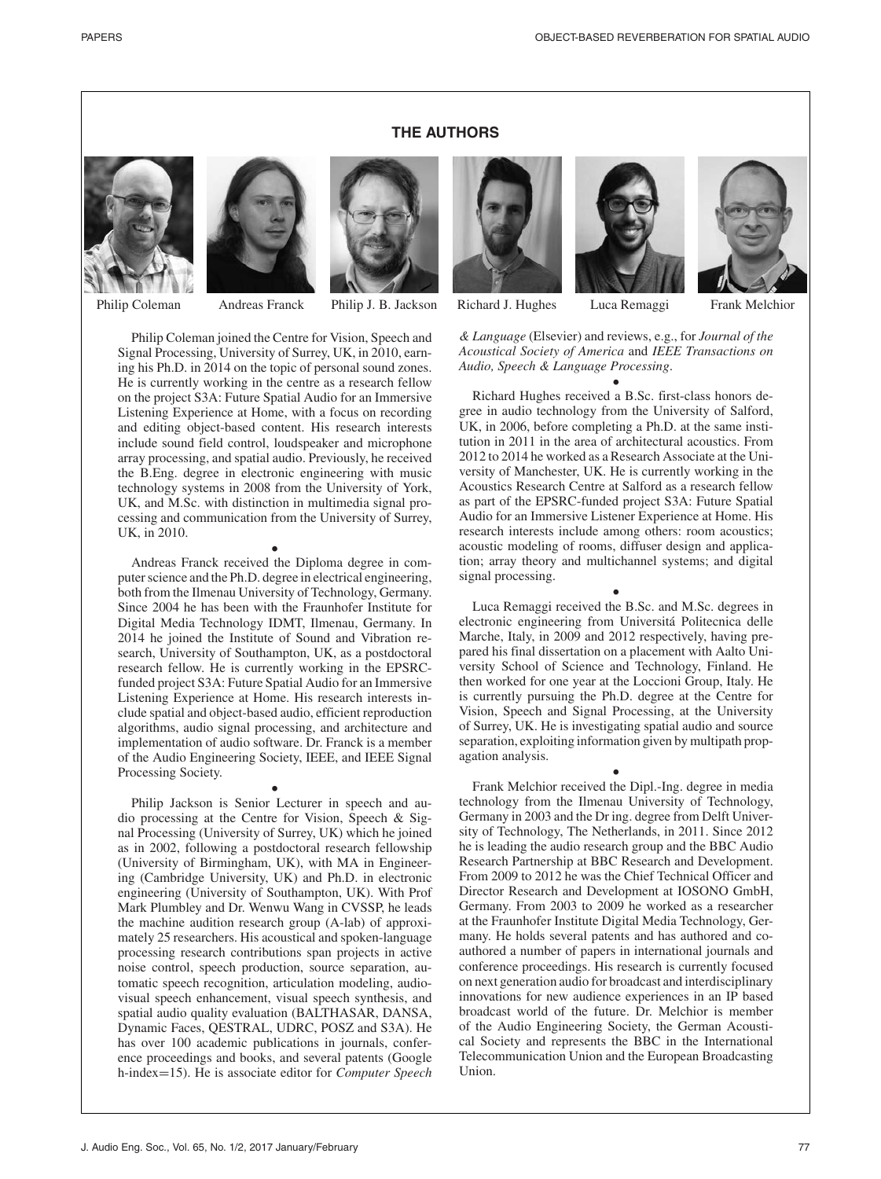## THE AUTHORS

Philip Coleman Andreas Franck Philip J. B. Jackson Richard J. Hughes Luca Remaggi Frank Melchior

Philip Coleman joined the Centre for Vision, Speech and Signal Processing, University of Surrey, UK, in 2010, earning his Ph.D. in 2014 on the topic of personal sound zones. He is currently working in the centre as a research fellow on the project S3A: Future Spatial Audio for an Immersive Listening Experience at Home, with a focus on recording and editing object-based content. His research interests include sound field control, loudspeaker and microphone array processing, and spatial audio. Previously, he received the B.Eng. degree in electronic engineering with music technology systems in 2008 from the University of York, UK, and M.Sc. with distinction in multimedia signal processing and communication from the University of Surrey, UK, in 2010.

•

Andreas Franck received the Diploma degree in computer science and the Ph.D. degree in electrical engineering, both from the Ilmenau University of Technology, Germany. Since 2004 he has been with the Fraunhofer Institute for Digital Media Technology IDMT, Ilmenau, Germany. In 2014 he joined the Institute of Sound and Vibration research, University of Southampton, UK, as a postdoctoral research fellow. He is currently working in the EPSRC-funded project S3A: Future Spatial Audio for an Immersive Listening Experience at Home. His research interests include spatial and object-based audio, efficient reproduction algorithms, audio signal processing, and architecture and implementation of audio software. Dr. Franck is a member of the Audio Engineering Society, IEEE, and IEEE Signal Processing Society.

•

Philip Jackson is Senior Lecturer in speech and audio processing at the Centre for Vision, Speech & Signal Processing (University of Surrey, UK) which he joined as in 2002, following a postdoctoral research fellowship (University of Birmingham, UK), with MA in Engineering (Cambridge University, UK) and Ph.D. in electronic engineering (University of Southampton, UK). With Prof Mark Plumbley and Dr. Wenwu Wang in CVSSP, he leads the machine audition research group (A-lab) of approximately 25 researchers. His acoustical and spoken-language processing research contributions span projects in active noise control, speech production, source separation, automatic speech recognition, articulation modeling, audio-visual speech enhancement, visual speech synthesis, and spatial audio quality evaluation (BALTHASAR, DANSA, Dynamic Faces, QESTRAL, UDRC, POSZ and S3A). He has over 100 academic publications in journals, conference proceedings and books, and several patents (Google h-index=15). He is associate editor for *Computer Speech & Language* (Elsevier) and reviews, e.g., for *Journal of the Acoustical Society of America* and *IEEE Transactions on Audio, Speech & Language Processing*.

•

Richard Hughes received a B.Sc. first-class honors degree in audio technology from the University of Salford, UK, in 2006, before completing a Ph.D. at the same institution in 2011 in the area of architectural acoustics. From 2012 to 2014 he worked as a Research Associate at the University of Manchester, UK. He is currently working in the Acoustics Research Centre at Salford as a research fellow as part of the EPSRC-funded project S3A: Future Spatial Audio for an Immersive Listener Experience at Home. His research interests include among others: room acoustics; acoustic modeling of rooms, diffuser design and application; array theory and multichannel systems; and digital signal processing.

•

Luca Remaggi received the B.Sc. and M.Sc. degrees in electronic engineering from Universitá Politecnica delle Marche, Italy, in 2009 and 2012 respectively, having prepared his final dissertation on a placement with Aalto University School of Science and Technology, Finland. He then worked for one year at the Loccioni Group, Italy. He is currently pursuing the Ph.D. degree at the Centre for Vision, Speech and Signal Processing, at the University of Surrey, UK. He is investigating spatial audio and source separation, exploiting information given by multipath propagation analysis.

•

Frank Melchior received the Dipl.-Ing. degree in media technology from the Ilmenau University of Technology, Germany in 2003 and the Dr ing. degree from Delft University of Technology, The Netherlands, in 2011. Since 2012 he is leading the audio research group and the BBC Audio Research Partnership at BBC Research and Development. From 2009 to 2012 he was the Chief Technical Officer and Director Research and Development at IOSONO GmbH, Germany. From 2003 to 2009 he worked as a researcher at the Fraunhofer Institute Digital Media Technology, Germany. He holds several patents and has authored and co-authored a number of papers in international journals and conference proceedings. His research is currently focused on next generation audio for broadcast and interdisciplinary innovations for new audience experiences in an IP based broadcast world of the future. Dr. Melchior is member of the Audio Engineering Society, the German Acoustical Society and represents the BBC in the International Telecommunication Union and the European Broadcasting Union.